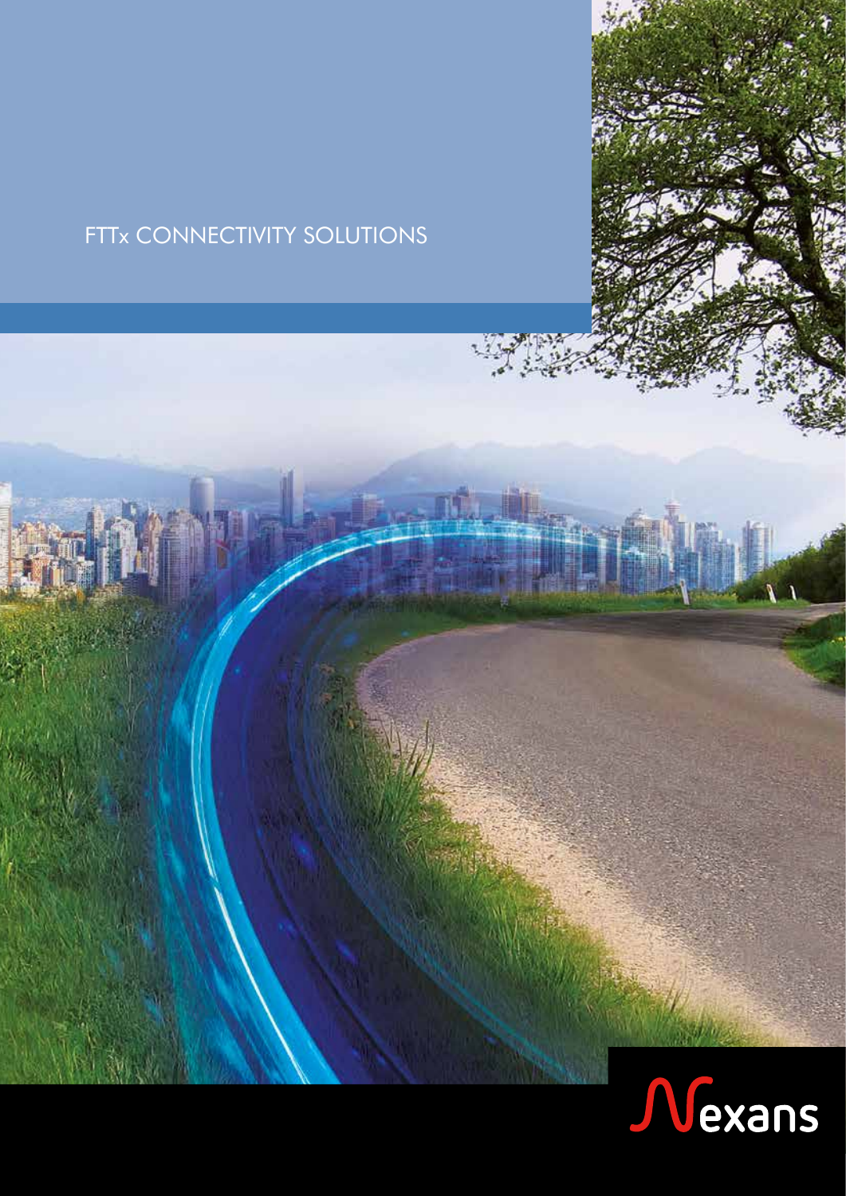# FTTx CONNECTIVITY SOLUTIONS

Nexans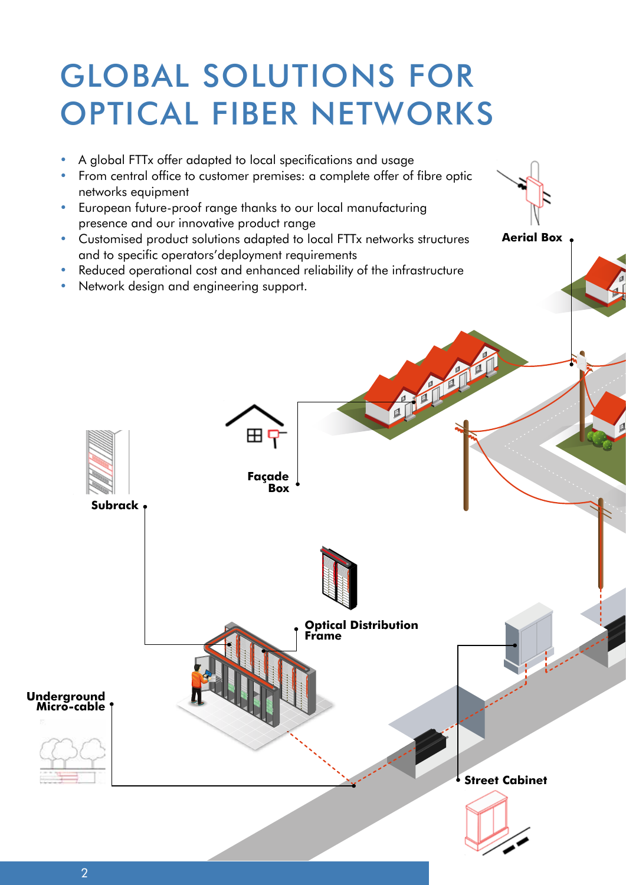# GLOBAL SOLUTIONS FOR OPTICAL FIBER NETWORKS

- A global FTTx offer adapted to local specifications and usage
- From central office to customer premises: a complete offer of fibre optic networks equipment
- European future-proof range thanks to our local manufacturing presence and our innovative product range
- Customised product solutions adapted to local FTTx networks structures and to specific operators’deployment requirements
- Reduced operational cost and enhanced reliability of the infrastructure
- Network design and engineering support.

**Aerial Box**

**Façade Box**

**Subrack**

**Optical Distribution Frame**

**Underground Micro-cable**

**Street Cabinet**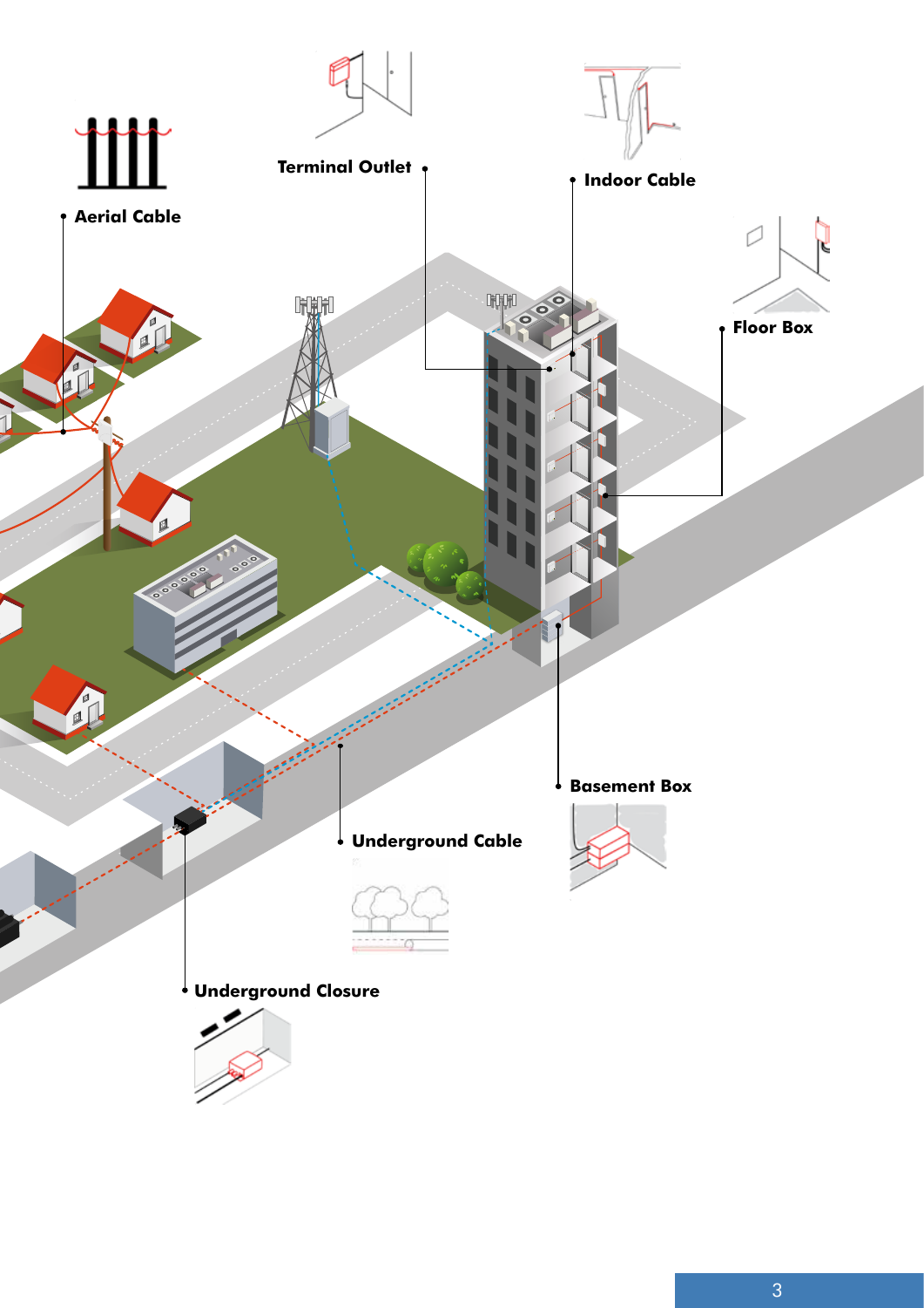Aerial Cable

Terminal Outlet

Indoor Cable

Floor Box

Basement Box

Underground Cable

Underground Closure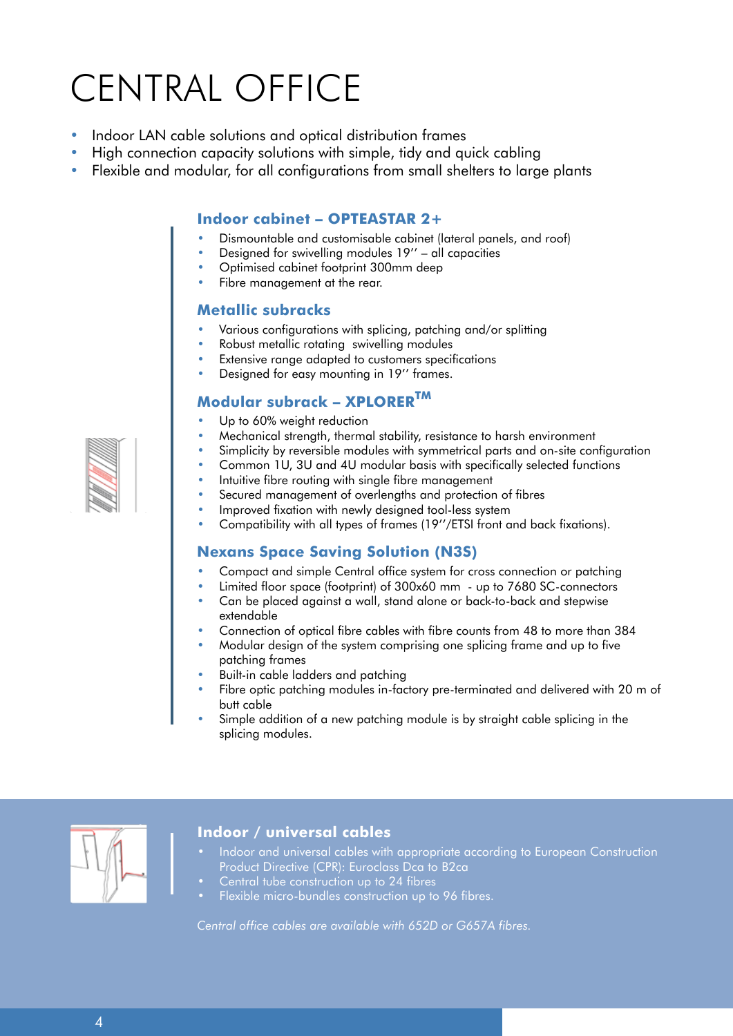# CENTRAL OFFICE

- Indoor LAN cable solutions and optical distribution frames
- High connection capacity solutions with simple, tidy and quick cabling
- Flexible and modular, for all configurations from small shelters to large plants

## Indoor cabinet – OPTEASTAR 2+

- Dismountable and customisable cabinet (lateral panels, and roof)
- Designed for swivelling modules 19'' – all capacities
- Optimised cabinet footprint 300mm deep
- Fibre management at the rear.

## Metallic subracks

- Various configurations with splicing, patching and/or splitting
- Robust metallic rotating swivelling modules
- Extensive range adapted to customers specifications
- Designed for easy mounting in 19'' frames.

## Modular subrack – XPLORER™

- Up to 60% weight reduction
- Mechanical strength, thermal stability, resistance to harsh environment
- Simplicity by reversible modules with symmetrical parts and on-site configuration
- Common 1U, 3U and 4U modular basis with specifically selected functions
- Intuitive fibre routing with single fibre management
- Secured management of overlengths and protection of fibres
- Improved fixation with newly designed tool-less system
- Compatibility with all types of frames (19''/ETSI front and back fixations).

## Nexans Space Saving Solution (N3S)

- Compact and simple Central office system for cross connection or patching
- Limited floor space (footprint) of 300x60 mm - up to 7680 SC-connectors
- Can be placed against a wall, stand alone or back-to-back and stepwise extendable
- Connection of optical fibre cables with fibre counts from 48 to more than 384
- Modular design of the system comprising one splicing frame and up to five patching frames
- Built-in cable ladders and patching
- Fibre optic patching modules in-factory pre-terminated and delivered with 20 m of butt cable
- Simple addition of a new patching module is by straight cable splicing in the splicing modules.

## Indoor / universal cables

- Indoor and universal cables with appropriate according to European Construction Product Directive (CPR): Euroclass Dca to B2ca
- Central tube construction up to 24 fibres
- Flexible micro-bundles construction up to 96 fibres.

*Central office cables are available with 652D or G657A fibres.*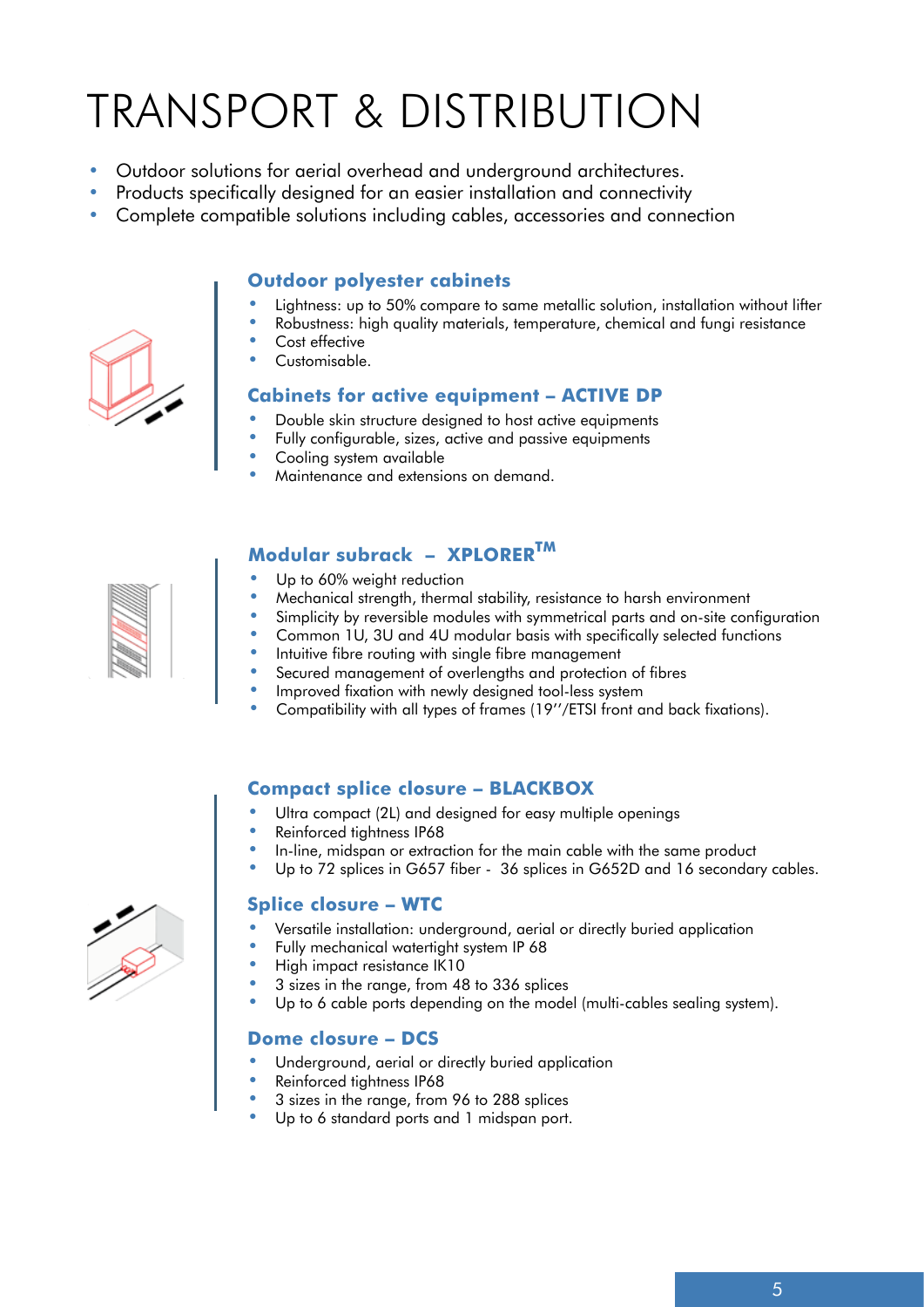# TRANSPORT & DISTRIBUTION

- Outdoor solutions for aerial overhead and underground architectures.
- Products specifically designed for an easier installation and connectivity
- Complete compatible solutions including cables, accessories and connection

## Outdoor polyester cabinets

- Lightness: up to 50% compare to same metallic solution, installation without lifter
- Robustness: high quality materials, temperature, chemical and fungi resistance
- Cost effective
- Customisable.

## Cabinets for active equipment – ACTIVE DP

- Double skin structure designed to host active equipments
- Fully configurable, sizes, active and passive equipments
- Cooling system available
- Maintenance and extensions on demand.

## Modular subrack – XPLORER$^{TM}$

- Up to 60% weight reduction
- Mechanical strength, thermal stability, resistance to harsh environment
- Simplicity by reversible modules with symmetrical parts and on-site configuration
- Common 1U, 3U and 4U modular basis with specifically selected functions
- Intuitive fibre routing with single fibre management
- Secured management of overlengths and protection of fibres
- Improved fixation with newly designed tool-less system
- Compatibility with all types of frames (19''/ETSI front and back fixations).

## Compact splice closure – BLACKBOX

- Ultra compact (2L) and designed for easy multiple openings
- Reinforced tightness IP68
- In-line, midspan or extraction for the main cable with the same product
- Up to 72 splices in G657 fiber - 36 splices in G652D and 16 secondary cables.

## Splice closure – WTC

- Versatile installation: underground, aerial or directly buried application
- Fully mechanical watertight system IP 68
- High impact resistance IK10
- 3 sizes in the range, from 48 to 336 splices
- Up to 6 cable ports depending on the model (multi-cables sealing system).

## Dome closure – DCS

- Underground, aerial or directly buried application
- Reinforced tightness IP68
- 3 sizes in the range, from 96 to 288 splices
- Up to 6 standard ports and 1 midspan port.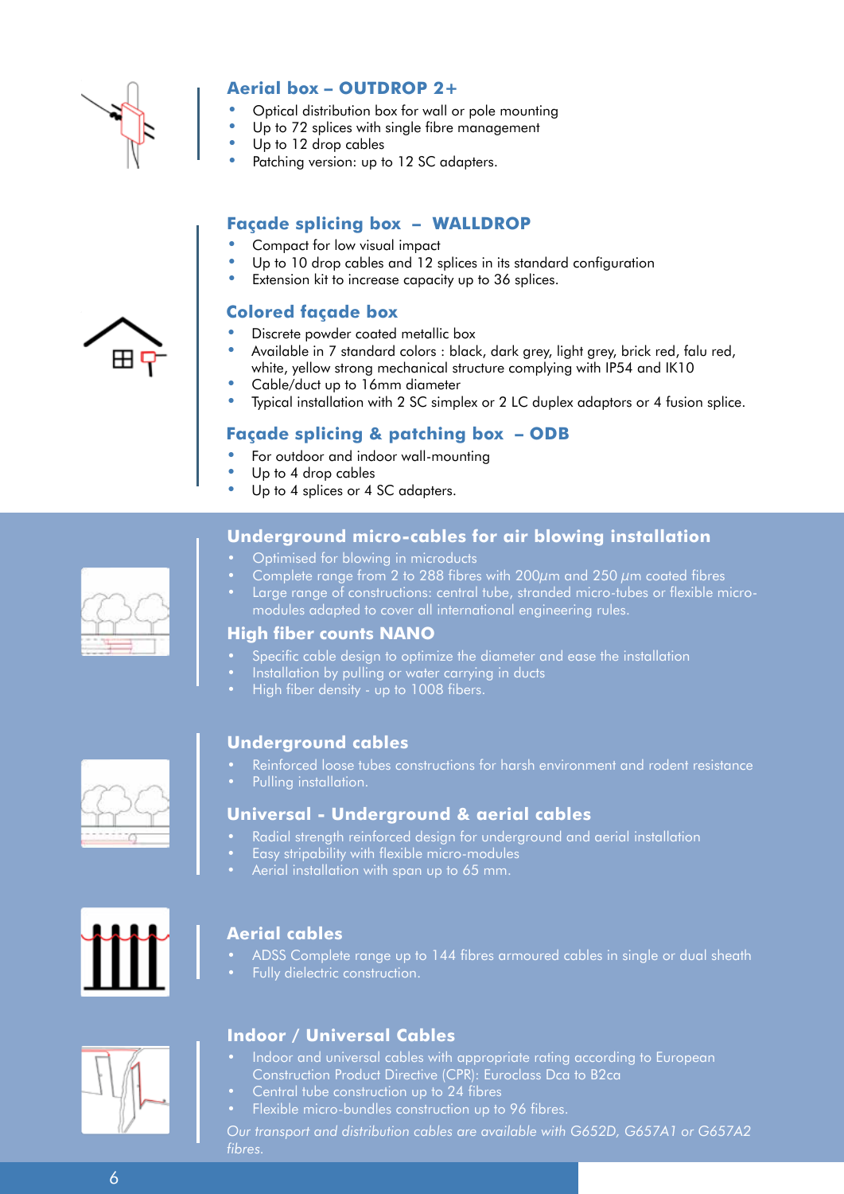## Aerial box – OUTDROP 2+

- Optical distribution box for wall or pole mounting
- Up to 72 splices with single fibre management
- Up to 12 drop cables
- Patching version: up to 12 SC adapters.

## Façade splicing box – WALLDROP

- Compact for low visual impact
- Up to 10 drop cables and 12 splices in its standard configuration
- Extension kit to increase capacity up to 36 splices.

## Colored façade box

- Discrete powder coated metallic box
- Available in 7 standard colors : black, dark grey, light grey, brick red, falu red, white, yellow strong mechanical structure complying with IP54 and IK10
- Cable/duct up to 16mm diameter
- Typical installation with 2 SC simplex or 2 LC duplex adaptors or 4 fusion splice.

## Façade splicing & patching box – ODB

- For outdoor and indoor wall-mounting
- Up to 4 drop cables
- Up to 4 splices or 4 SC adapters.

## Underground micro-cables for air blowing installation

- Optimised for blowing in microducts
- Complete range from 2 to 288 fibres with 200µm and 250 µm coated fibres
- Large range of constructions: central tube, stranded micro-tubes or flexible micro-modules adapted to cover all international engineering rules.

## High fiber counts NANO

- Specific cable design to optimize the diameter and ease the installation
- Installation by pulling or water carrying in ducts
- High fiber density - up to 1008 fibers.

## Underground cables

- Reinforced loose tubes constructions for harsh environment and rodent resistance
- Pulling installation.

## Universal - Underground & aerial cables

- Radial strength reinforced design for underground and aerial installation
- Easy stripability with flexible micro-modules
- Aerial installation with span up to 65 mm.

## Aerial cables

- ADSS Complete range up to 144 fibres armoured cables in single or dual sheath
- Fully dielectric construction.

## Indoor / Universal Cables

- Indoor and universal cables with appropriate rating according to European Construction Product Directive (CPR): Euroclass Dca to B2ca
- Central tube construction up to 24 fibres
- Flexible micro-bundles construction up to 96 fibres.

*Our transport and distribution cables are available with G652D, G657A1 or G657A2 fibres.*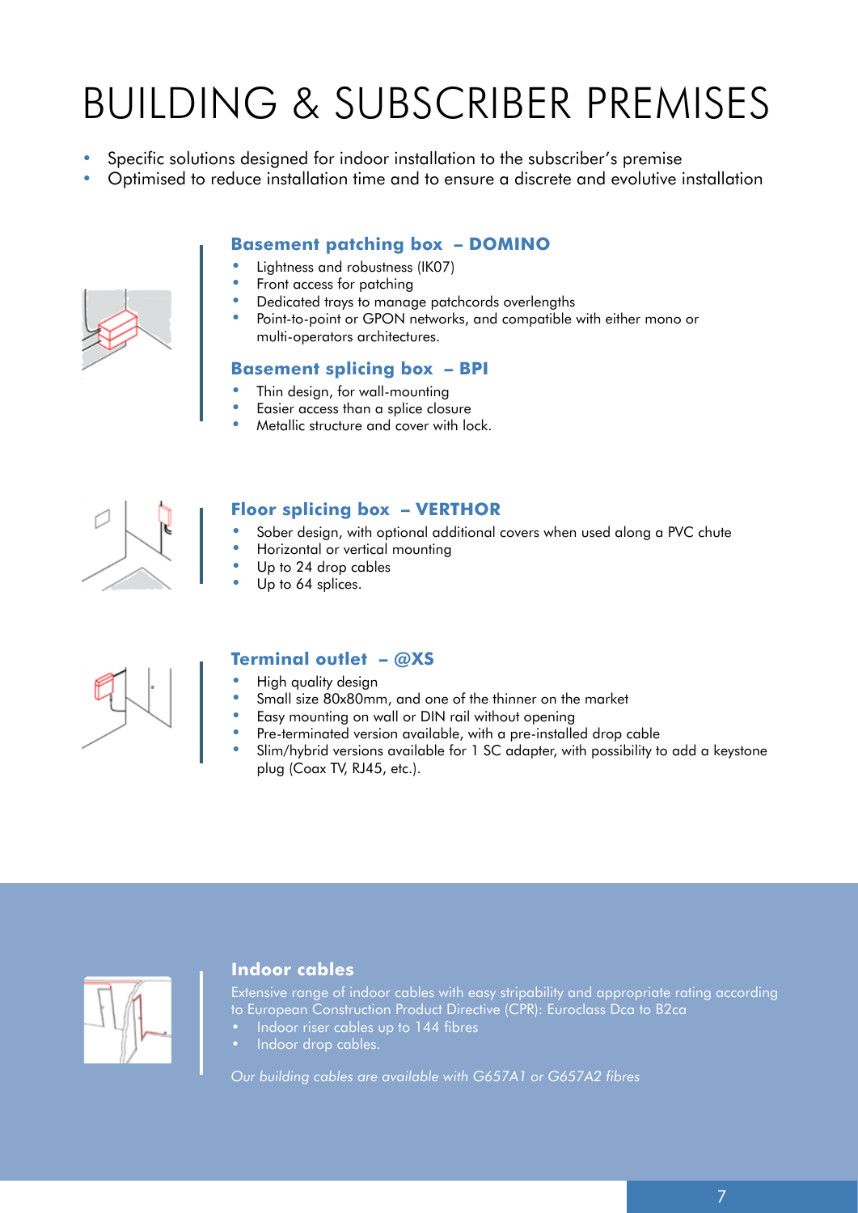# BUILDING & SUBSCRIBER PREMISES

- Specific solutions designed for indoor installation to the subscriber's premise
- Optimised to reduce installation time and to ensure a discrete and evolutive installation

### Basement patching box – DOMINO

- Lightness and robustness (IK07)
- Front access for patching
- Dedicated trays to manage patchcords overlengths
- Point-to-point or GPON networks, and compatible with either mono or multi-operators architectures.

### Basement splicing box – BPI

- Thin design, for wall-mounting
- Easier access than a splice closure
- Metallic structure and cover with lock.

### Floor splicing box – VERTHOR

- Sober design, with optional additional covers when used along a PVC chute
- Horizontal or vertical mounting
- Up to 24 drop cables
- Up to 64 splices.

### Terminal outlet – @XS

- High quality design
- Small size 80x80mm, and one of the thinner on the market
- Easy mounting on wall or DIN rail without opening
- Pre-terminated version available, with a pre-installed drop cable
- Slim/hybrid versions available for 1 SC adapter, with possibility to add a keystone plug (Coax TV, RJ45, etc.).

### Indoor cables

Extensive range of indoor cables with easy stripability and appropriate rating according to European Construction Product Directive (CPR): Euroclass Dca to B2ca

- Indoor riser cables up to 144 fibres
- Indoor drop cables.

*Our building cables are available with G657A1 or G657A2 fibres*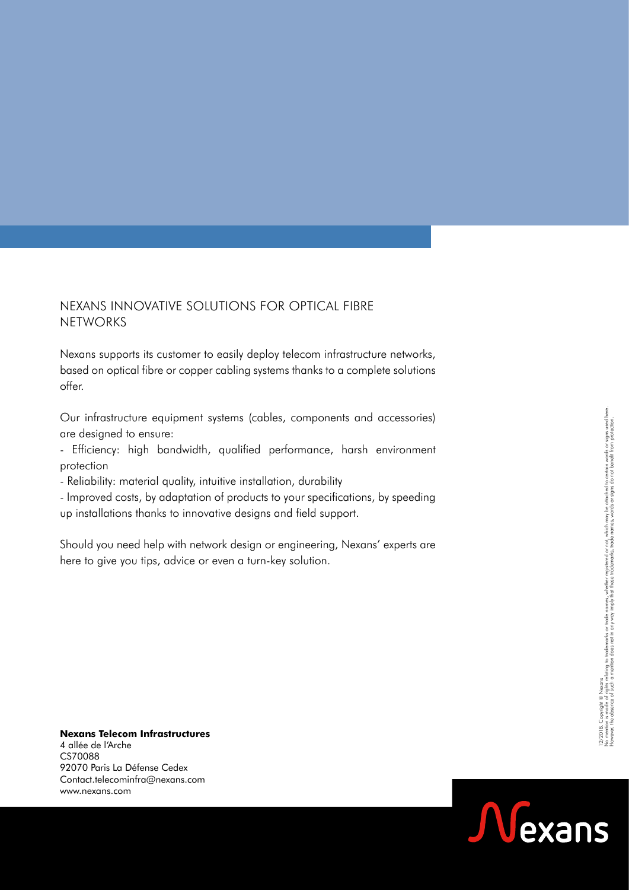## NEXANS INNOVATIVE SOLUTIONS FOR OPTICAL FIBRE NETWORKS

Nexans supports its customer to easily deploy telecom infrastructure networks, based on optical fibre or copper cabling systems thanks to a complete solutions offer.

Our infrastructure equipment systems (cables, components and accessories) are designed to ensure:

- Efficiency: high bandwidth, qualified performance, harsh environment protection
- Reliability: material quality, intuitive installation, durability
- Improved costs, by adaptation of products to your specifications, by speeding up installations thanks to innovative designs and field support.

Should you need help with network design or engineering, Nexans' experts are here to give you tips, advice or even a turn-key solution.

**Nexans Telecom Infrastructures**
4 allée de l'Arche
CS70088
92070 Paris La Défense Cedex
Contact.telecominfra@nexans.com
www.nexans.com

12/2018. Copyright © Nexans
No mention is made of rights relating to trademarks or trade names, whether registered or not, which may be attached to certain words or signs used here. However, the absence of such a mention does not in any way imply that these trademarks, trade names, words or signs do not benefit from protection.